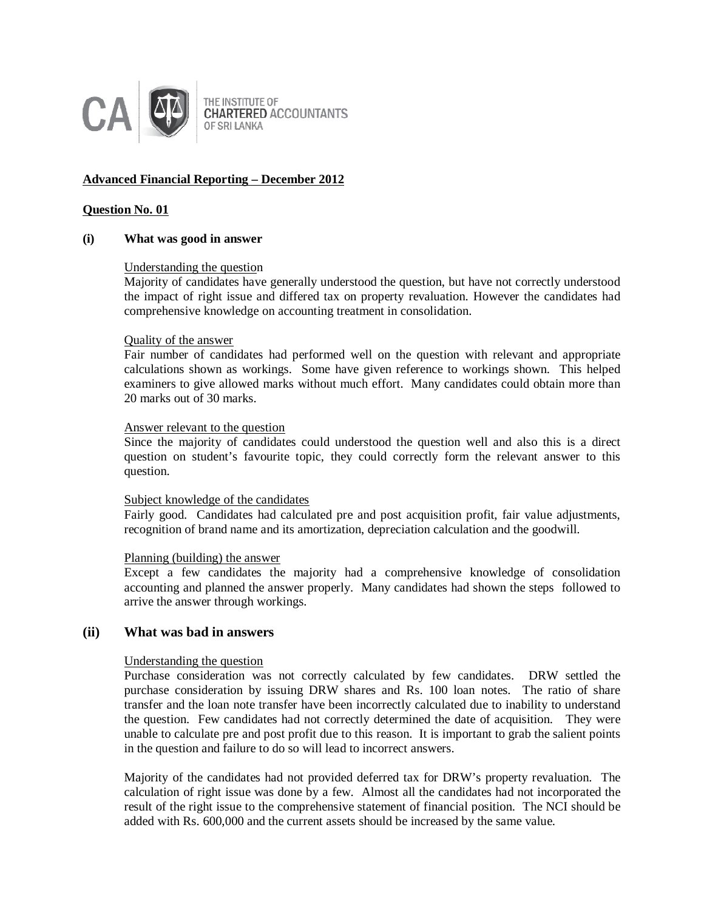THE INSTITUTE OF
CHARTERED ACCOUNTANTS
OF SRI LANKA

**Advanced Financial Reporting – December 2012**

**Question No. 01**

**(i) What was good in answer**

Understanding the question

Majority of candidates have generally understood the question, but have not correctly understood the impact of right issue and differed tax on property revaluation. However the candidates had comprehensive knowledge on accounting treatment in consolidation.

Quality of the answer

Fair number of candidates had performed well on the question with relevant and appropriate calculations shown as workings. Some have given reference to workings shown. This helped examiners to give allowed marks without much effort. Many candidates could obtain more than 20 marks out of 30 marks.

Answer relevant to the question

Since the majority of candidates could understood the question well and also this is a direct question on student's favourite topic, they could correctly form the relevant answer to this question.

Subject knowledge of the candidates

Fairly good. Candidates had calculated pre and post acquisition profit, fair value adjustments, recognition of brand name and its amortization, depreciation calculation and the goodwill.

Planning (building) the answer

Except a few candidates the majority had a comprehensive knowledge of consolidation accounting and planned the answer properly. Many candidates had shown the steps followed to arrive the answer through workings.

**(ii) What was bad in answers**

Understanding the question

Purchase consideration was not correctly calculated by few candidates. DRW settled the purchase consideration by issuing DRW shares and Rs. 100 loan notes. The ratio of share transfer and the loan note transfer have been incorrectly calculated due to inability to understand the question. Few candidates had not correctly determined the date of acquisition. They were unable to calculate pre and post profit due to this reason. It is important to grab the salient points in the question and failure to do so will lead to incorrect answers.

Majority of the candidates had not provided deferred tax for DRW's property revaluation. The calculation of right issue was done by a few. Almost all the candidates had not incorporated the result of the right issue to the comprehensive statement of financial position. The NCI should be added with Rs. 600,000 and the current assets should be increased by the same value.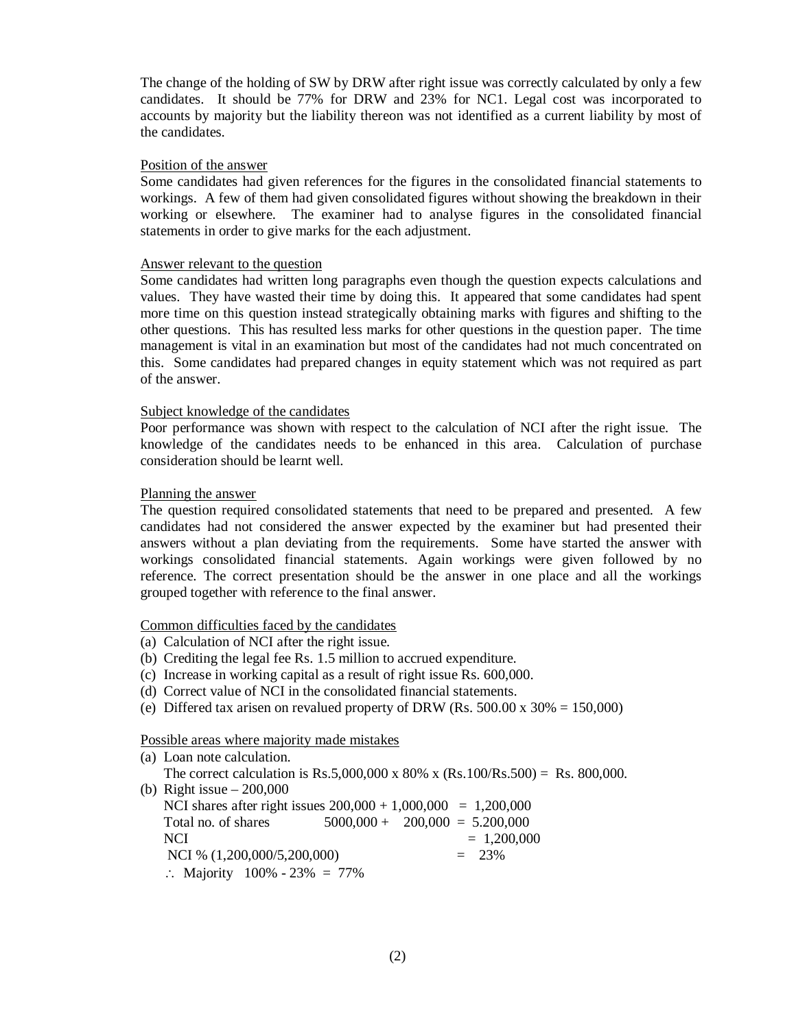The change of the holding of SW by DRW after right issue was correctly calculated by only a few candidates. It should be 77% for DRW and 23% for NC1. Legal cost was incorporated to accounts by majority but the liability thereon was not identified as a current liability by most of the candidates.

Position of the answer

Some candidates had given references for the figures in the consolidated financial statements to workings. A few of them had given consolidated figures without showing the breakdown in their working or elsewhere. The examiner had to analyse figures in the consolidated financial statements in order to give marks for the each adjustment.

Answer relevant to the question

Some candidates had written long paragraphs even though the question expects calculations and values. They have wasted their time by doing this. It appeared that some candidates had spent more time on this question instead strategically obtaining marks with figures and shifting to the other questions. This has resulted less marks for other questions in the question paper. The time management is vital in an examination but most of the candidates had not much concentrated on this. Some candidates had prepared changes in equity statement which was not required as part of the answer.

Subject knowledge of the candidates

Poor performance was shown with respect to the calculation of NCI after the right issue. The knowledge of the candidates needs to be enhanced in this area. Calculation of purchase consideration should be learnt well.

Planning the answer

The question required consolidated statements that need to be prepared and presented. A few candidates had not considered the answer expected by the examiner but had presented their answers without a plan deviating from the requirements. Some have started the answer with workings consolidated financial statements. Again workings were given followed by no reference. The correct presentation should be the answer in one place and all the workings grouped together with reference to the final answer.

Common difficulties faced by the candidates

(a) Calculation of NCI after the right issue.
(b) Crediting the legal fee Rs. 1.5 million to accrued expenditure.
(c) Increase in working capital as a result of right issue Rs. 600,000.
(d) Correct value of NCI in the consolidated financial statements.
(e) Differed tax arisen on revalued property of DRW (Rs. 500.00 x 30% = 150,000)

Possible areas where majority made mistakes

(a) Loan note calculation.
    The correct calculation is Rs.5,000,000 x 80% x (Rs.100/Rs.500) = Rs. 800,000.
(b) Right issue – 200,000

| | | |
|---|---|---|
| NCI shares after right issues | 200,000 + 1,000,000 | = 1,200,000 |
| Total no. of shares | 5000,000 + 200,000 | = 5.200,000 |
| NCI | | = 1,200,000 |
| NCI % (1,200,000/5,200,000) | | = 23% |

$\therefore$ Majority 100% - 23% = 77%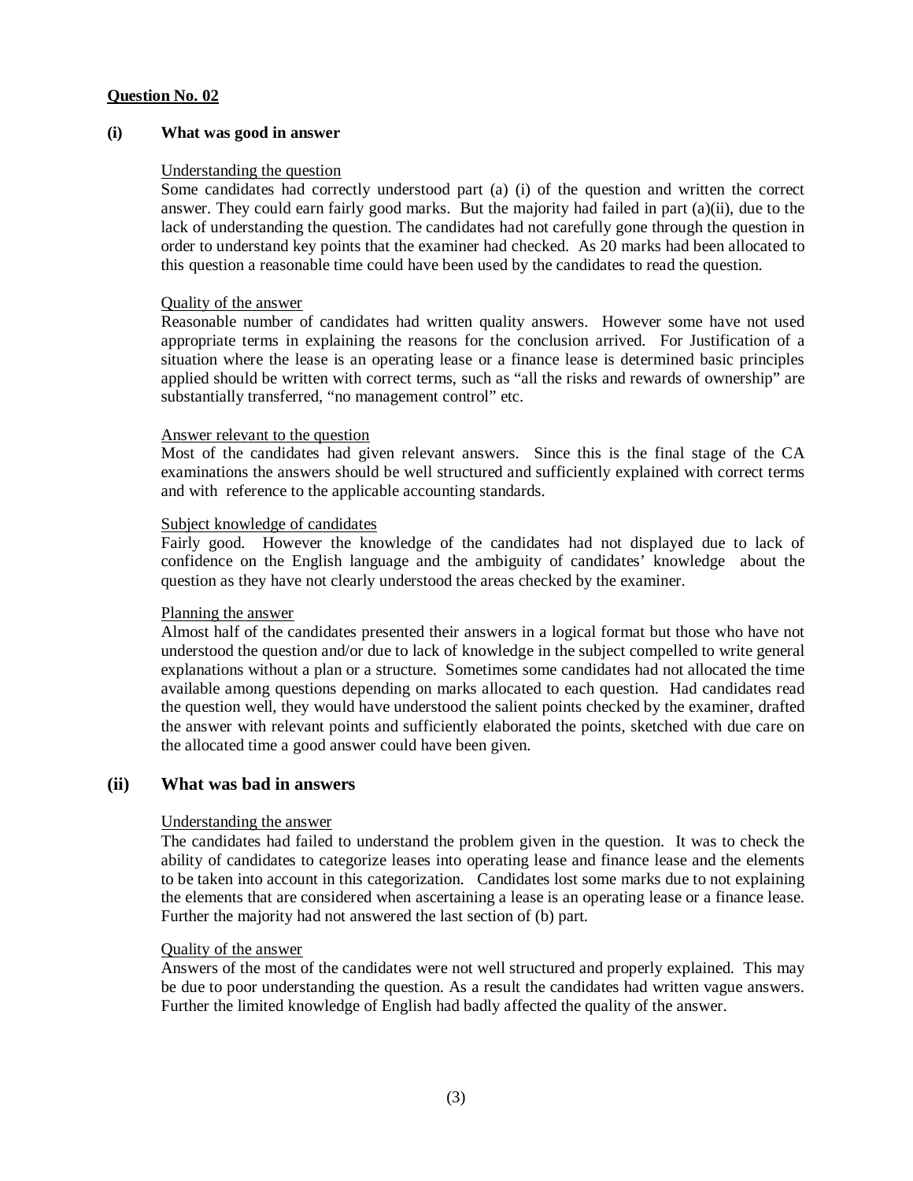**Question No. 02**

**(i) What was good in answer**

Understanding the question

Some candidates had correctly understood part (a) (i) of the question and written the correct answer. They could earn fairly good marks. But the majority had failed in part (a)(ii), due to the lack of understanding the question. The candidates had not carefully gone through the question in order to understand key points that the examiner had checked. As 20 marks had been allocated to this question a reasonable time could have been used by the candidates to read the question.

Quality of the answer

Reasonable number of candidates had written quality answers. However some have not used appropriate terms in explaining the reasons for the conclusion arrived. For Justification of a situation where the lease is an operating lease or a finance lease is determined basic principles applied should be written with correct terms, such as "all the risks and rewards of ownership" are substantially transferred, "no management control" etc.

Answer relevant to the question

Most of the candidates had given relevant answers. Since this is the final stage of the CA examinations the answers should be well structured and sufficiently explained with correct terms and with reference to the applicable accounting standards.

Subject knowledge of candidates

Fairly good. However the knowledge of the candidates had not displayed due to lack of confidence on the English language and the ambiguity of candidates' knowledge about the question as they have not clearly understood the areas checked by the examiner.

Planning the answer

Almost half of the candidates presented their answers in a logical format but those who have not understood the question and/or due to lack of knowledge in the subject compelled to write general explanations without a plan or a structure. Sometimes some candidates had not allocated the time available among questions depending on marks allocated to each question. Had candidates read the question well, they would have understood the salient points checked by the examiner, drafted the answer with relevant points and sufficiently elaborated the points, sketched with due care on the allocated time a good answer could have been given.

## (ii) What was bad in answers

Understanding the answer

The candidates had failed to understand the problem given in the question. It was to check the ability of candidates to categorize leases into operating lease and finance lease and the elements to be taken into account in this categorization. Candidates lost some marks due to not explaining the elements that are considered when ascertaining a lease is an operating lease or a finance lease. Further the majority had not answered the last section of (b) part.

Quality of the answer

Answers of the most of the candidates were not well structured and properly explained. This may be due to poor understanding the question. As a result the candidates had written vague answers. Further the limited knowledge of English had badly affected the quality of the answer.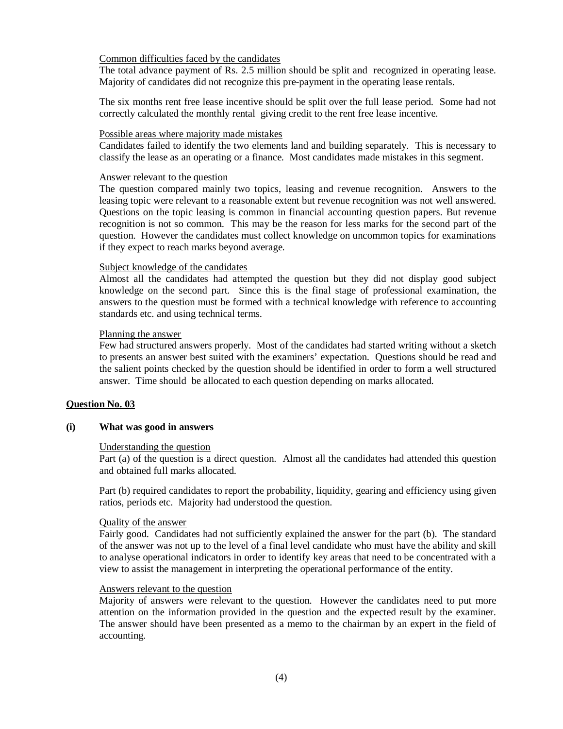Common difficulties faced by the candidates

The total advance payment of Rs. 2.5 million should be split and recognized in operating lease. Majority of candidates did not recognize this pre-payment in the operating lease rentals.

The six months rent free lease incentive should be split over the full lease period. Some had not correctly calculated the monthly rental giving credit to the rent free lease incentive.

Possible areas where majority made mistakes

Candidates failed to identify the two elements land and building separately. This is necessary to classify the lease as an operating or a finance. Most candidates made mistakes in this segment.

Answer relevant to the question

The question compared mainly two topics, leasing and revenue recognition. Answers to the leasing topic were relevant to a reasonable extent but revenue recognition was not well answered. Questions on the topic leasing is common in financial accounting question papers. But revenue recognition is not so common. This may be the reason for less marks for the second part of the question. However the candidates must collect knowledge on uncommon topics for examinations if they expect to reach marks beyond average.

Subject knowledge of the candidates

Almost all the candidates had attempted the question but they did not display good subject knowledge on the second part. Since this is the final stage of professional examination, the answers to the question must be formed with a technical knowledge with reference to accounting standards etc. and using technical terms.

Planning the answer

Few had structured answers properly. Most of the candidates had started writing without a sketch to presents an answer best suited with the examiners' expectation. Questions should be read and the salient points checked by the question should be identified in order to form a well structured answer. Time should be allocated to each question depending on marks allocated.

**Question No. 03**

**(i) What was good in answers**

Understanding the question

Part (a) of the question is a direct question. Almost all the candidates had attended this question and obtained full marks allocated.

Part (b) required candidates to report the probability, liquidity, gearing and efficiency using given ratios, periods etc. Majority had understood the question.

Quality of the answer

Fairly good. Candidates had not sufficiently explained the answer for the part (b). The standard of the answer was not up to the level of a final level candidate who must have the ability and skill to analyse operational indicators in order to identify key areas that need to be concentrated with a view to assist the management in interpreting the operational performance of the entity.

Answers relevant to the question

Majority of answers were relevant to the question. However the candidates need to put more attention on the information provided in the question and the expected result by the examiner. The answer should have been presented as a memo to the chairman by an expert in the field of accounting.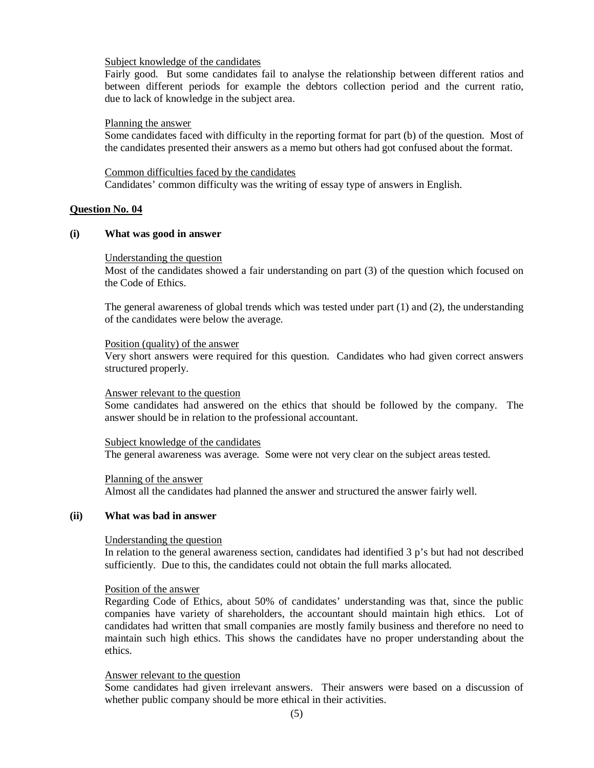Subject knowledge of the candidates

Fairly good. But some candidates fail to analyse the relationship between different ratios and between different periods for example the debtors collection period and the current ratio, due to lack of knowledge in the subject area.

Planning the answer

Some candidates faced with difficulty in the reporting format for part (b) of the question. Most of the candidates presented their answers as a memo but others had got confused about the format.

Common difficulties faced by the candidates

Candidates' common difficulty was the writing of essay type of answers in English.

## Question No. 04

### (i) What was good in answer

Understanding the question

Most of the candidates showed a fair understanding on part (3) of the question which focused on the Code of Ethics.

The general awareness of global trends which was tested under part (1) and (2), the understanding of the candidates were below the average.

Position (quality) of the answer

Very short answers were required for this question. Candidates who had given correct answers structured properly.

Answer relevant to the question

Some candidates had answered on the ethics that should be followed by the company. The answer should be in relation to the professional accountant.

Subject knowledge of the candidates

The general awareness was average. Some were not very clear on the subject areas tested.

Planning of the answer

Almost all the candidates had planned the answer and structured the answer fairly well.

### (ii) What was bad in answer

Understanding the question

In relation to the general awareness section, candidates had identified 3 p's but had not described sufficiently. Due to this, the candidates could not obtain the full marks allocated.

Position of the answer

Regarding Code of Ethics, about 50% of candidates' understanding was that, since the public companies have variety of shareholders, the accountant should maintain high ethics. Lot of candidates had written that small companies are mostly family business and therefore no need to maintain such high ethics. This shows the candidates have no proper understanding about the ethics.

Answer relevant to the question

Some candidates had given irrelevant answers. Their answers were based on a discussion of whether public company should be more ethical in their activities.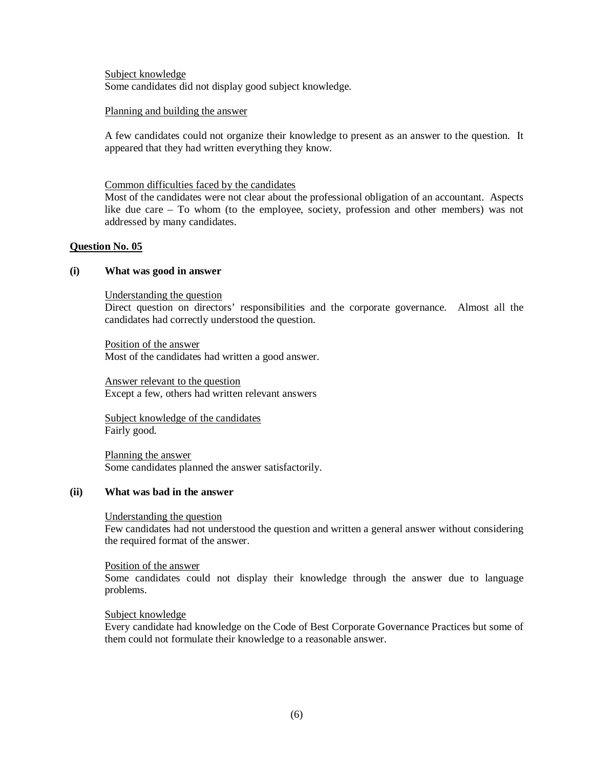Subject knowledge

Some candidates did not display good subject knowledge.

Planning and building the answer

A few candidates could not organize their knowledge to present as an answer to the question. It appeared that they had written everything they know.

Common difficulties faced by the candidates

Most of the candidates were not clear about the professional obligation of an accountant. Aspects like due care – To whom (to the employee, society, profession and other members) was not addressed by many candidates.

## Question No. 05

### (i) What was good in answer

Understanding the question

Direct question on directors' responsibilities and the corporate governance. Almost all the candidates had correctly understood the question.

Position of the answer

Most of the candidates had written a good answer.

Answer relevant to the question

Except a few, others had written relevant answers

Subject knowledge of the candidates

Fairly good.

Planning the answer

Some candidates planned the answer satisfactorily.

### (ii) What was bad in the answer

Understanding the question

Few candidates had not understood the question and written a general answer without considering the required format of the answer.

Position of the answer

Some candidates could not display their knowledge through the answer due to language problems.

Subject knowledge

Every candidate had knowledge on the Code of Best Corporate Governance Practices but some of them could not formulate their knowledge to a reasonable answer.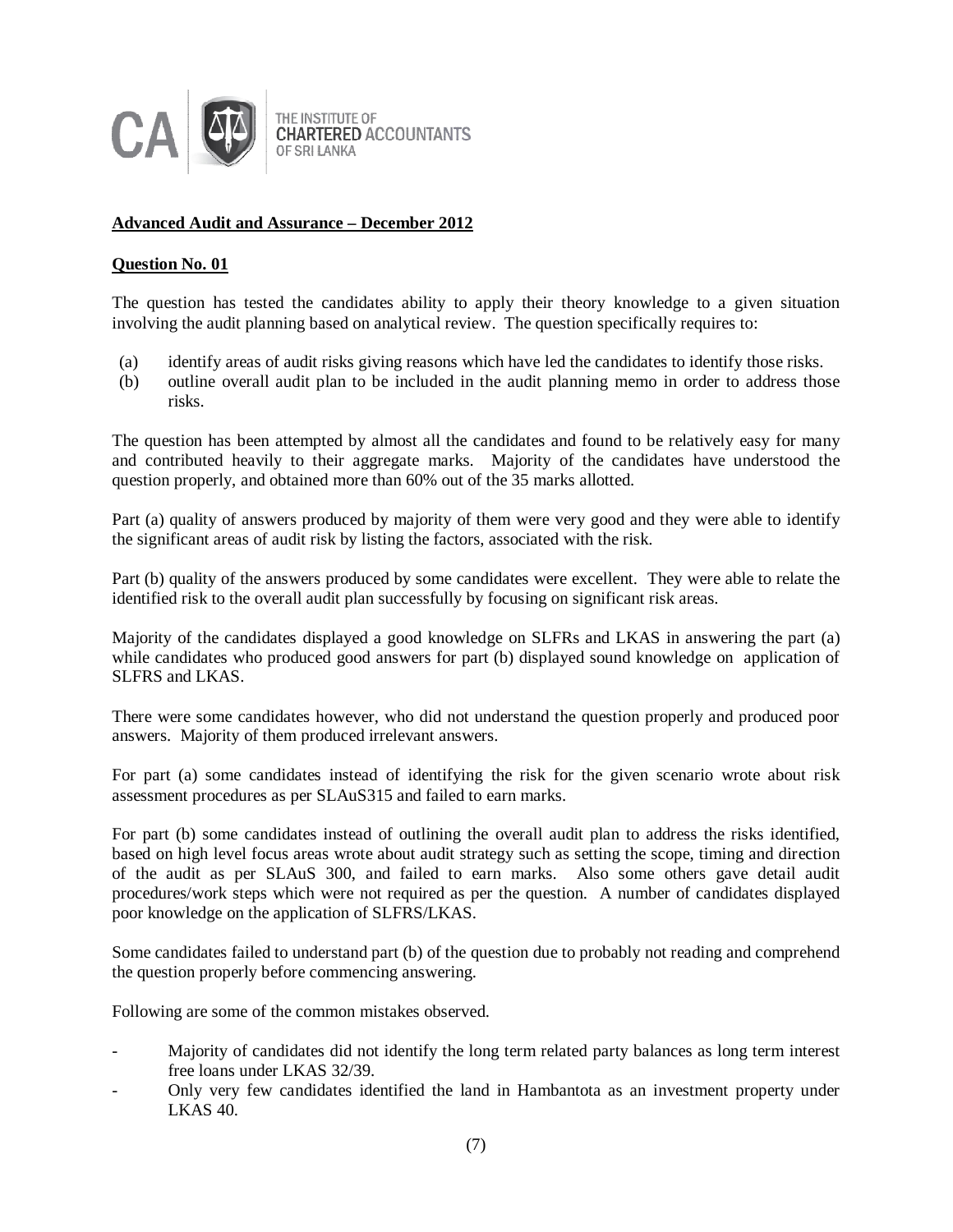THE INSTITUTE OF CHARTERED ACCOUNTANTS OF SRI LANKA

**Advanced Audit and Assurance – December 2012**

**Question No. 01**

The question has tested the candidates ability to apply their theory knowledge to a given situation involving the audit planning based on analytical review. The question specifically requires to:

(a) identify areas of audit risks giving reasons which have led the candidates to identify those risks.
(b) outline overall audit plan to be included in the audit planning memo in order to address those risks.

The question has been attempted by almost all the candidates and found to be relatively easy for many and contributed heavily to their aggregate marks. Majority of the candidates have understood the question properly, and obtained more than 60% out of the 35 marks allotted.

Part (a) quality of answers produced by majority of them were very good and they were able to identify the significant areas of audit risk by listing the factors, associated with the risk.

Part (b) quality of the answers produced by some candidates were excellent. They were able to relate the identified risk to the overall audit plan successfully by focusing on significant risk areas.

Majority of the candidates displayed a good knowledge on SLFRs and LKAS in answering the part (a) while candidates who produced good answers for part (b) displayed sound knowledge on application of SLFRS and LKAS.

There were some candidates however, who did not understand the question properly and produced poor answers. Majority of them produced irrelevant answers.

For part (a) some candidates instead of identifying the risk for the given scenario wrote about risk assessment procedures as per SLAuS315 and failed to earn marks.

For part (b) some candidates instead of outlining the overall audit plan to address the risks identified, based on high level focus areas wrote about audit strategy such as setting the scope, timing and direction of the audit as per SLAuS 300, and failed to earn marks. Also some others gave detail audit procedures/work steps which were not required as per the question. A number of candidates displayed poor knowledge on the application of SLFRS/LKAS.

Some candidates failed to understand part (b) of the question due to probably not reading and comprehend the question properly before commencing answering.

Following are some of the common mistakes observed.

- Majority of candidates did not identify the long term related party balances as long term interest free loans under LKAS 32/39.
- Only very few candidates identified the land in Hambantota as an investment property under LKAS 40.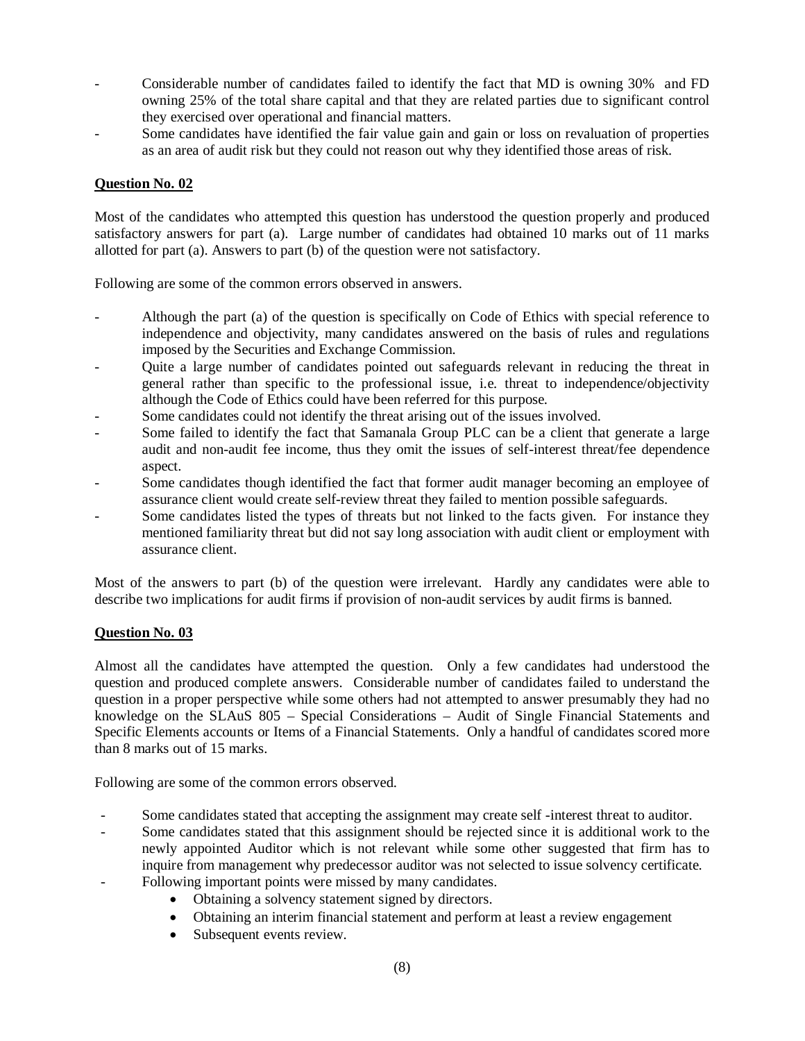- Considerable number of candidates failed to identify the fact that MD is owning 30% and FD owning 25% of the total share capital and that they are related parties due to significant control they exercised over operational and financial matters.
- Some candidates have identified the fair value gain and gain or loss on revaluation of properties as an area of audit risk but they could not reason out why they identified those areas of risk.

**<u>Question No. 02</u>**

Most of the candidates who attempted this question has understood the question properly and produced satisfactory answers for part (a). Large number of candidates had obtained 10 marks out of 11 marks allotted for part (a). Answers to part (b) of the question were not satisfactory.

Following are some of the common errors observed in answers.

- Although the part (a) of the question is specifically on Code of Ethics with special reference to independence and objectivity, many candidates answered on the basis of rules and regulations imposed by the Securities and Exchange Commission.
- Quite a large number of candidates pointed out safeguards relevant in reducing the threat in general rather than specific to the professional issue, i.e. threat to independence/objectivity although the Code of Ethics could have been referred for this purpose.
- Some candidates could not identify the threat arising out of the issues involved.
- Some failed to identify the fact that Samanala Group PLC can be a client that generate a large audit and non-audit fee income, thus they omit the issues of self-interest threat/fee dependence aspect.
- Some candidates though identified the fact that former audit manager becoming an employee of assurance client would create self-review threat they failed to mention possible safeguards.
- Some candidates listed the types of threats but not linked to the facts given. For instance they mentioned familiarity threat but did not say long association with audit client or employment with assurance client.

Most of the answers to part (b) of the question were irrelevant. Hardly any candidates were able to describe two implications for audit firms if provision of non-audit services by audit firms is banned.

**<u>Question No. 03</u>**

Almost all the candidates have attempted the question. Only a few candidates had understood the question and produced complete answers. Considerable number of candidates failed to understand the question in a proper perspective while some others had not attempted to answer presumably they had no knowledge on the SLAuS 805 – Special Considerations – Audit of Single Financial Statements and Specific Elements accounts or Items of a Financial Statements. Only a handful of candidates scored more than 8 marks out of 15 marks.

Following are some of the common errors observed.

- Some candidates stated that accepting the assignment may create self -interest threat to auditor.
- Some candidates stated that this assignment should be rejected since it is additional work to the newly appointed Auditor which is not relevant while some other suggested that firm has to inquire from management why predecessor auditor was not selected to issue solvency certificate.
- Following important points were missed by many candidates.
    - Obtaining a solvency statement signed by directors.
    - Obtaining an interim financial statement and perform at least a review engagement
    - Subsequent events review.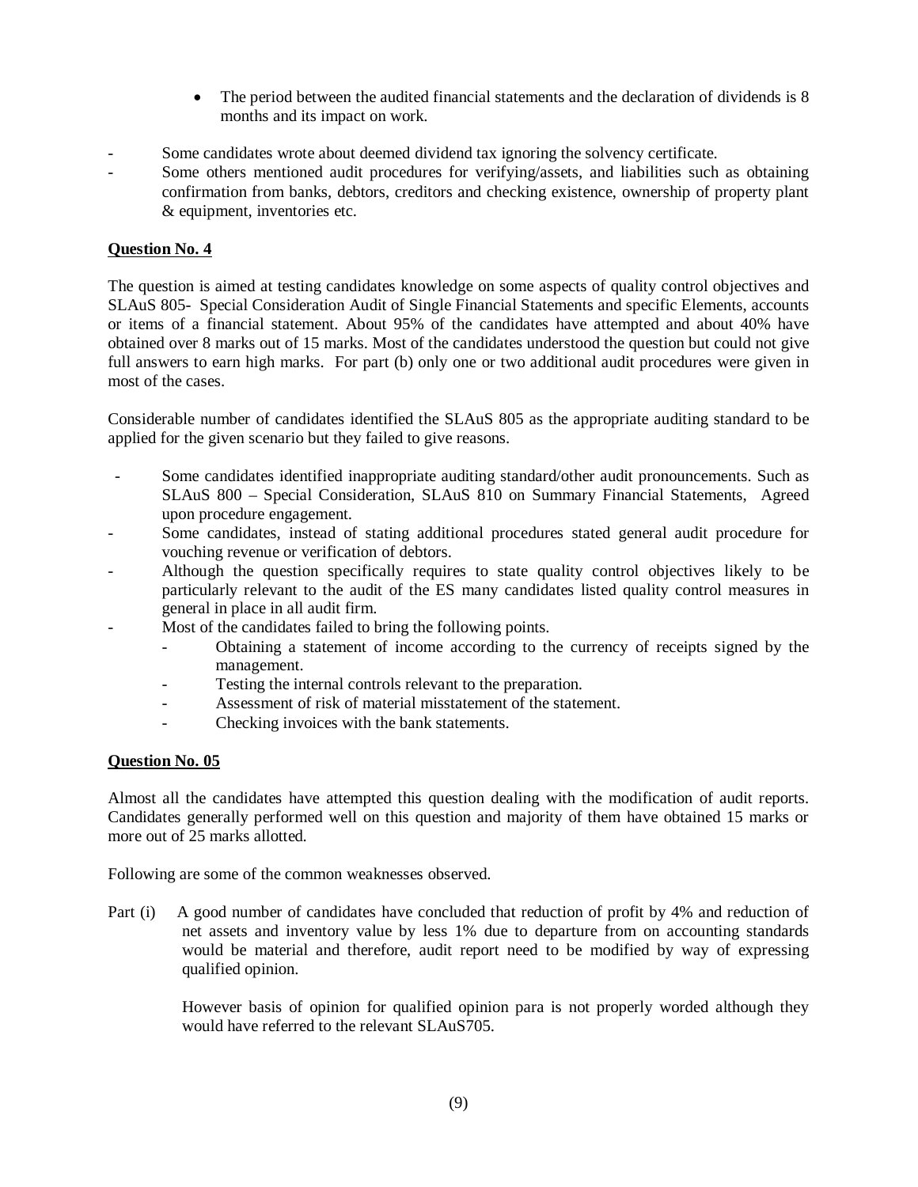- The period between the audited financial statements and the declaration of dividends is 8 months and its impact on work.

- Some candidates wrote about deemed dividend tax ignoring the solvency certificate.
- Some others mentioned audit procedures for verifying/assets, and liabilities such as obtaining confirmation from banks, debtors, creditors and checking existence, ownership of property plant & equipment, inventories etc.

**Question No. 4**

The question is aimed at testing candidates knowledge on some aspects of quality control objectives and SLAuS 805- Special Consideration Audit of Single Financial Statements and specific Elements, accounts or items of a financial statement. About 95% of the candidates have attempted and about 40% have obtained over 8 marks out of 15 marks. Most of the candidates understood the question but could not give full answers to earn high marks. For part (b) only one or two additional audit procedures were given in most of the cases.

Considerable number of candidates identified the SLAuS 805 as the appropriate auditing standard to be applied for the given scenario but they failed to give reasons.

- Some candidates identified inappropriate auditing standard/other audit pronouncements. Such as SLAuS 800 – Special Consideration, SLAuS 810 on Summary Financial Statements, Agreed upon procedure engagement.
- Some candidates, instead of stating additional procedures stated general audit procedure for vouching revenue or verification of debtors.
- Although the question specifically requires to state quality control objectives likely to be particularly relevant to the audit of the ES many candidates listed quality control measures in general in place in all audit firm.
- Most of the candidates failed to bring the following points.
  - Obtaining a statement of income according to the currency of receipts signed by the management.
  - Testing the internal controls relevant to the preparation.
  - Assessment of risk of material misstatement of the statement.
  - Checking invoices with the bank statements.

**Question No. 05**

Almost all the candidates have attempted this question dealing with the modification of audit reports. Candidates generally performed well on this question and majority of them have obtained 15 marks or more out of 25 marks allotted.

Following are some of the common weaknesses observed.

Part (i) A good number of candidates have concluded that reduction of profit by 4% and reduction of net assets and inventory value by less 1% due to departure from on accounting standards would be material and therefore, audit report need to be modified by way of expressing qualified opinion.

However basis of opinion for qualified opinion para is not properly worded although they would have referred to the relevant SLAuS705.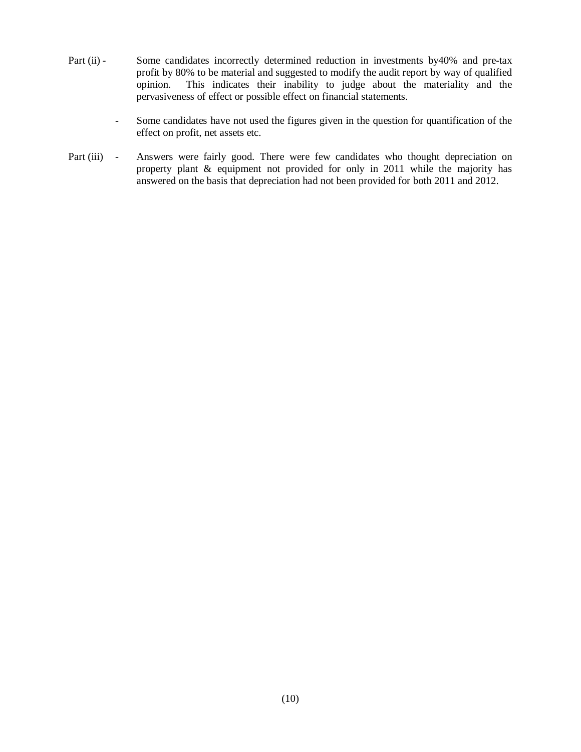Part (ii) - Some candidates incorrectly determined reduction in investments by40% and pre-tax profit by 80% to be material and suggested to modify the audit report by way of qualified opinion. This indicates their inability to judge about the materiality and the pervasiveness of effect or possible effect on financial statements.

- Some candidates have not used the figures given in the question for quantification of the effect on profit, net assets etc.

Part (iii) - Answers were fairly good. There were few candidates who thought depreciation on property plant & equipment not provided for only in 2011 while the majority has answered on the basis that depreciation had not been provided for both 2011 and 2012.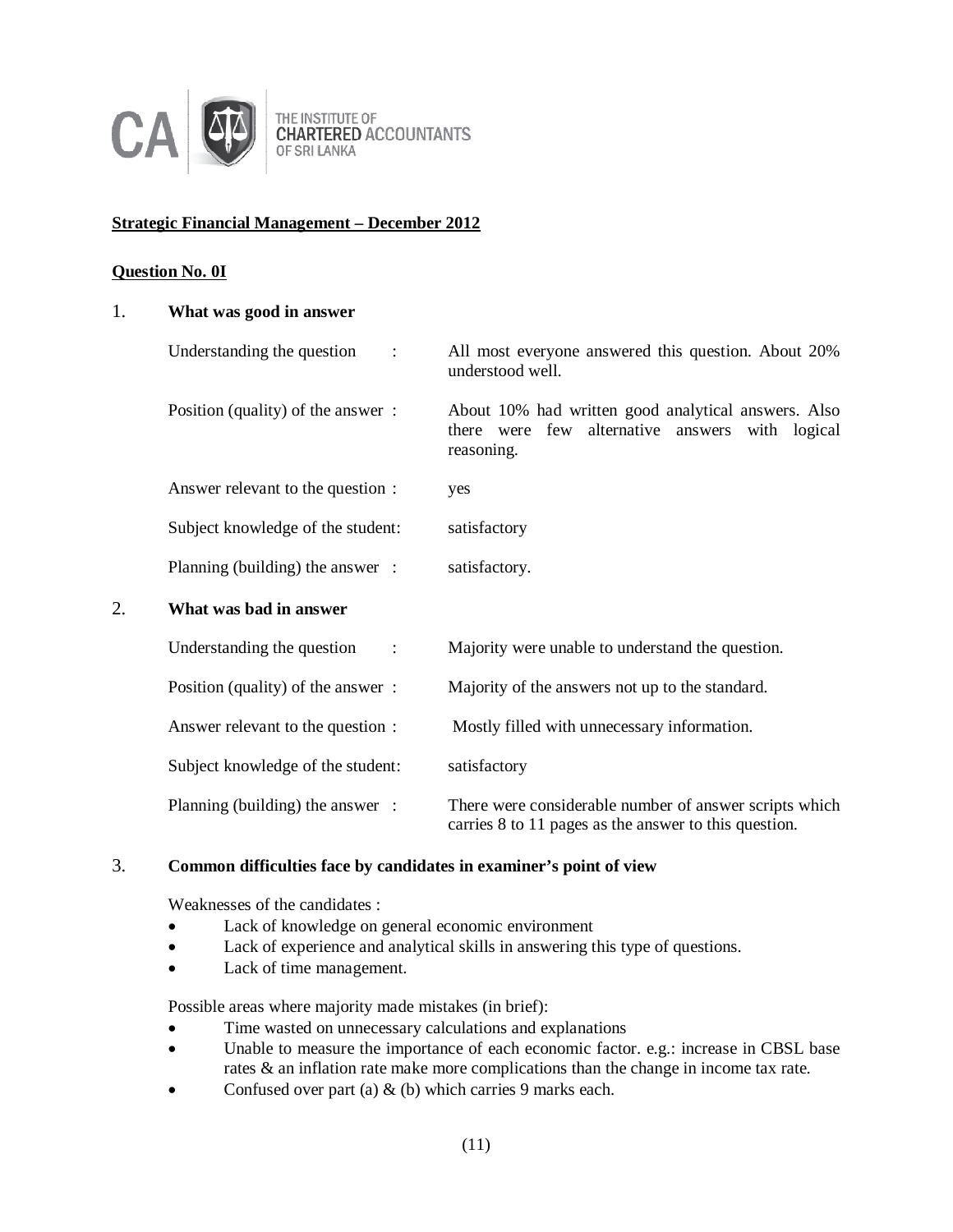THE INSTITUTE OF CHARTERED ACCOUNTANTS OF SRI LANKA

**Strategic Financial Management – December 2012**

**Question No. 0I**

1. **What was good in answer**

| | | |
|---|---|---|
| Understanding the question | : | All most everyone answered this question. About 20% understood well. |
| Position (quality) of the answer | : | About 10% had written good analytical answers. Also there were few alternative answers with logical reasoning. |
| Answer relevant to the question | : | yes |
| Subject knowledge of the student | : | satisfactory |
| Planning (building) the answer | : | satisfactory. |

2. **What was bad in answer**

| | | |
|---|---|---|
| Understanding the question | : | Majority were unable to understand the question. |
| Position (quality) of the answer | : | Majority of the answers not up to the standard. |
| Answer relevant to the question | : | Mostly filled with unnecessary information. |
| Subject knowledge of the student | : | satisfactory |
| Planning (building) the answer | : | There were considerable number of answer scripts which carries 8 to 11 pages as the answer to this question. |

3. **Common difficulties face by candidates in examiner's point of view**

Weaknesses of the candidates :

- Lack of knowledge on general economic environment
- Lack of experience and analytical skills in answering this type of questions.
- Lack of time management.

Possible areas where majority made mistakes (in brief):

- Time wasted on unnecessary calculations and explanations
- Unable to measure the importance of each economic factor. e.g.: increase in CBSL base rates & an inflation rate make more complications than the change in income tax rate.
- Confused over part (a) & (b) which carries 9 marks each.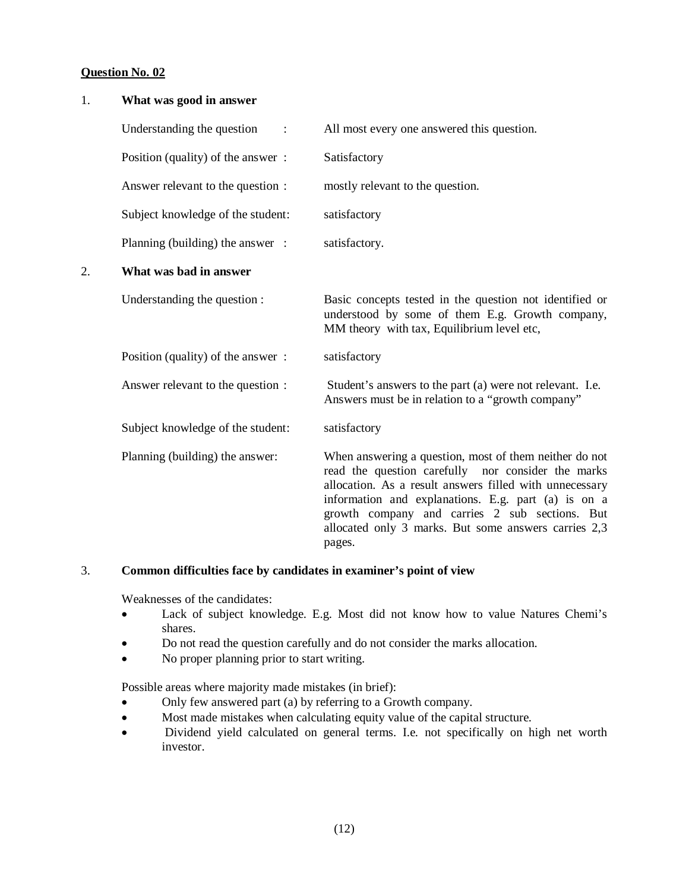**Question No. 02**

1. **What was good in answer**

| | |
|---|---|
| Understanding the question : | All most every one answered this question. |
| Position (quality) of the answer : | Satisfactory |
| Answer relevant to the question : | mostly relevant to the question. |
| Subject knowledge of the student: | satisfactory |
| Planning (building) the answer : | satisfactory. |

2. **What was bad in answer**

| | |
|---|---|
| Understanding the question : | Basic concepts tested in the question not identified or understood by some of them E.g. Growth company, MM theory with tax, Equilibrium level etc, |
| Position (quality) of the answer : | satisfactory |
| Answer relevant to the question : | Student's answers to the part (a) were not relevant. I.e. Answers must be in relation to a "growth company" |
| Subject knowledge of the student: | satisfactory |
| Planning (building) the answer: | When answering a question, most of them neither do not read the question carefully nor consider the marks allocation. As a result answers filled with unnecessary information and explanations. E.g. part (a) is on a growth company and carries 2 sub sections. But allocated only 3 marks. But some answers carries 2,3 pages. |

3. **Common difficulties face by candidates in examiner's point of view**

Weaknesses of the candidates:

- Lack of subject knowledge. E.g. Most did not know how to value Natures Chemi's shares.
- Do not read the question carefully and do not consider the marks allocation.
- No proper planning prior to start writing.

Possible areas where majority made mistakes (in brief):

- Only few answered part (a) by referring to a Growth company.
- Most made mistakes when calculating equity value of the capital structure.
- Dividend yield calculated on general terms. I.e. not specifically on high net worth investor.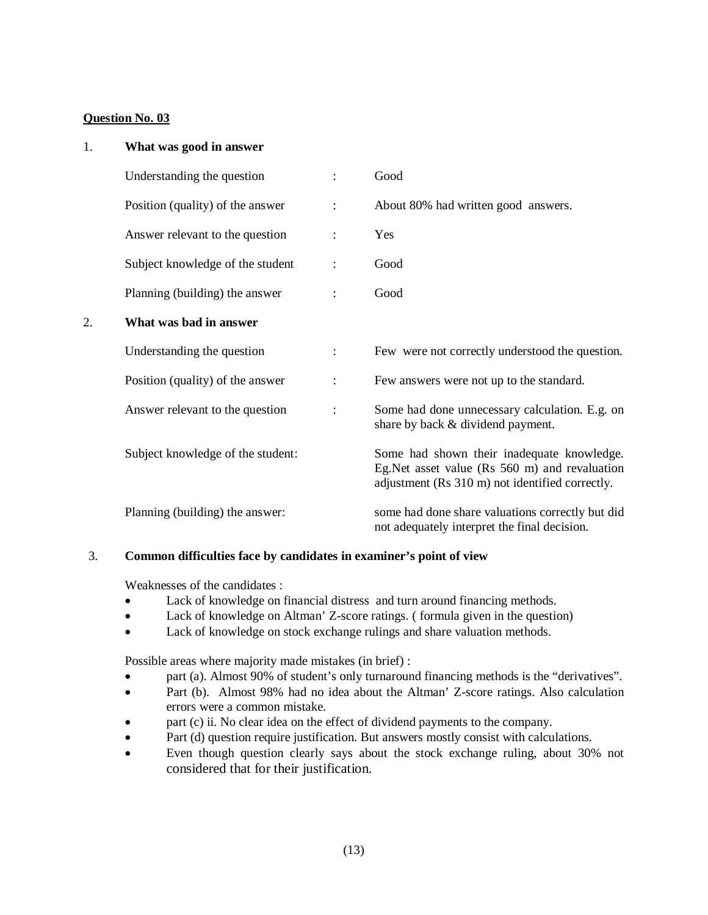**Question No. 03**

1. **What was good in answer**

| | | |
|---|---|---|
| Understanding the question | : | Good |
| Position (quality) of the answer | : | About 80% had written good answers. |
| Answer relevant to the question | : | Yes |
| Subject knowledge of the student | : | Good |
| Planning (building) the answer | : | Good |

2. **What was bad in answer**

| | | |
|---|---|---|
| Understanding the question | : | Few were not correctly understood the question. |
| Position (quality) of the answer | : | Few answers were not up to the standard. |
| Answer relevant to the question | : | Some had done unnecessary calculation. E.g. on share by back & dividend payment. |
| Subject knowledge of the student: | | Some had shown their inadequate knowledge. Eg.Net asset value (Rs 560 m) and revaluation adjustment (Rs 310 m) not identified correctly. |
| Planning (building) the answer: | | some had done share valuations correctly but did not adequately interpret the final decision. |

3. **Common difficulties face by candidates in examiner's point of view**

Weaknesses of the candidates :

- Lack of knowledge on financial distress and turn around financing methods.
- Lack of knowledge on Altman' Z-score ratings. ( formula given in the question)
- Lack of knowledge on stock exchange rulings and share valuation methods.

Possible areas where majority made mistakes (in brief) :

- part (a). Almost 90% of student's only turnaround financing methods is the "derivatives".
- Part (b). Almost 98% had no idea about the Altman' Z-score ratings. Also calculation errors were a common mistake.
- part (c) ii. No clear idea on the effect of dividend payments to the company.
- Part (d) question require justification. But answers mostly consist with calculations.
- Even though question clearly says about the stock exchange ruling, about 30% not considered that for their justification.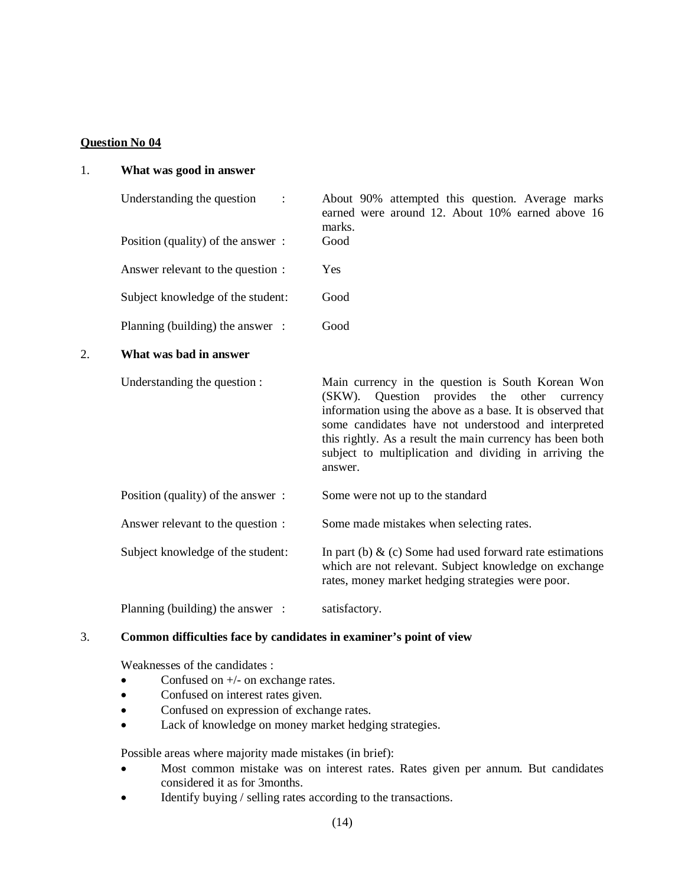**Question No 04**

1. **What was good in answer**

| | |
|---|---|
| Understanding the question : | About 90% attempted this question. Average marks earned were around 12. About 10% earned above 16 marks. |
| Position (quality) of the answer : | Good |
| Answer relevant to the question : | Yes |
| Subject knowledge of the student: | Good |
| Planning (building) the answer : | Good |

2. **What was bad in answer**

| | |
|---|---|
| Understanding the question : | Main currency in the question is South Korean Won (SKW). Question provides the other currency information using the above as a base. It is observed that some candidates have not understood and interpreted this rightly. As a result the main currency has been both subject to multiplication and dividing in arriving the answer. |
| Position (quality) of the answer : | Some were not up to the standard |
| Answer relevant to the question : | Some made mistakes when selecting rates. |
| Subject knowledge of the student: | In part (b) & (c) Some had used forward rate estimations which are not relevant. Subject knowledge on exchange rates, money market hedging strategies were poor. |
| Planning (building) the answer : | satisfactory. |

3. **Common difficulties face by candidates in examiner's point of view**

Weaknesses of the candidates :

- Confused on +/- on exchange rates.
- Confused on interest rates given.
- Confused on expression of exchange rates.
- Lack of knowledge on money market hedging strategies.

Possible areas where majority made mistakes (in brief):

- Most common mistake was on interest rates. Rates given per annum. But candidates considered it as for 3months.
- Identify buying / selling rates according to the transactions.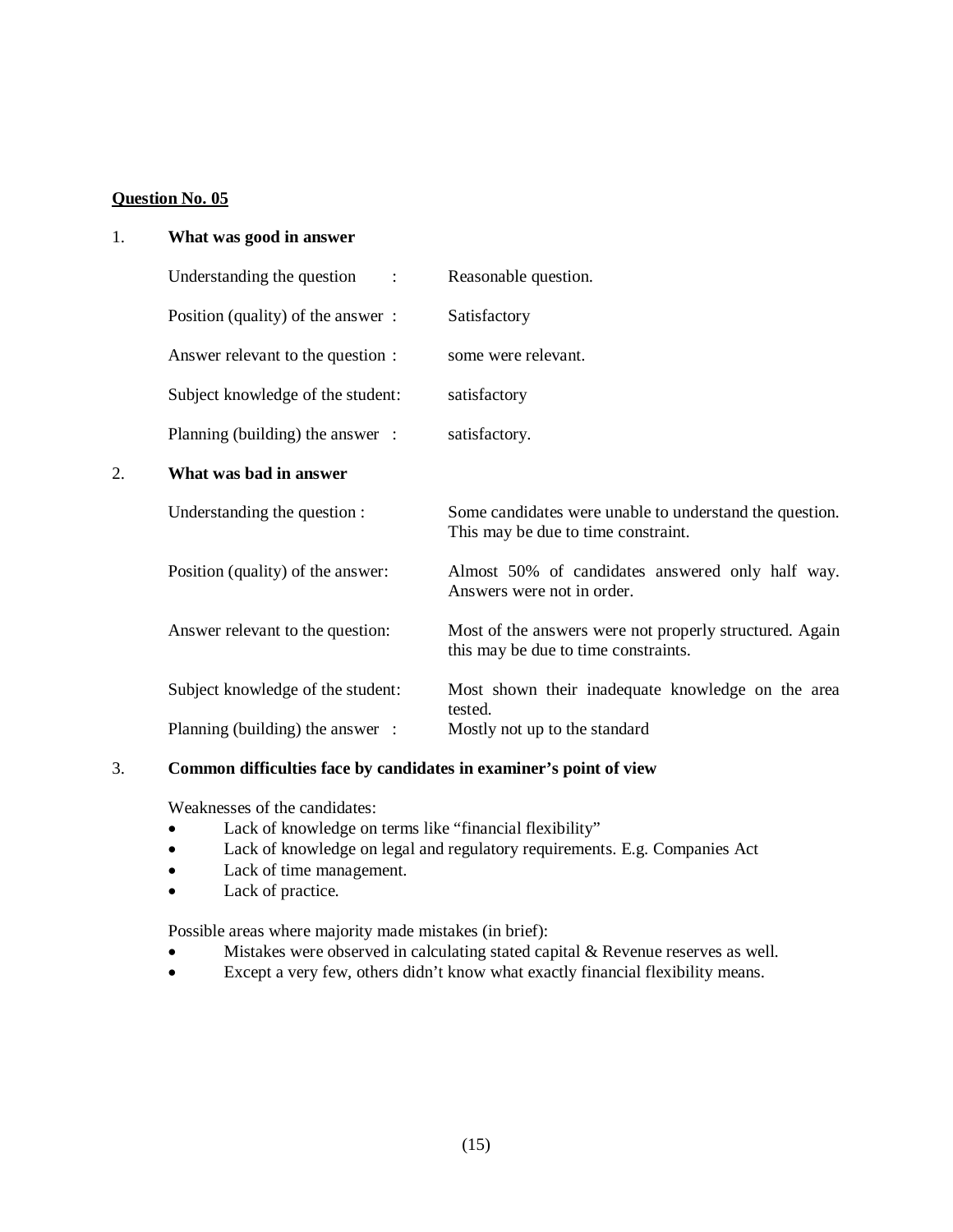**Question No. 05**

1. **What was good in answer**

| | |
|---|---|
| Understanding the question : | Reasonable question. |
| Position (quality) of the answer : | Satisfactory |
| Answer relevant to the question : | some were relevant. |
| Subject knowledge of the student: | satisfactory |
| Planning (building) the answer : | satisfactory. |

2. **What was bad in answer**

| | |
|---|---|
| Understanding the question : | Some candidates were unable to understand the question. This may be due to time constraint. |
| Position (quality) of the answer: | Almost 50% of candidates answered only half way. Answers were not in order. |
| Answer relevant to the question: | Most of the answers were not properly structured. Again this may be due to time constraints. |
| Subject knowledge of the student: | Most shown their inadequate knowledge on the area tested. |
| Planning (building) the answer : | Mostly not up to the standard |

3. **Common difficulties face by candidates in examiner's point of view**

Weaknesses of the candidates:

- Lack of knowledge on terms like "financial flexibility"
- Lack of knowledge on legal and regulatory requirements. E.g. Companies Act
- Lack of time management.
- Lack of practice.

Possible areas where majority made mistakes (in brief):

- Mistakes were observed in calculating stated capital & Revenue reserves as well.
- Except a very few, others didn't know what exactly financial flexibility means.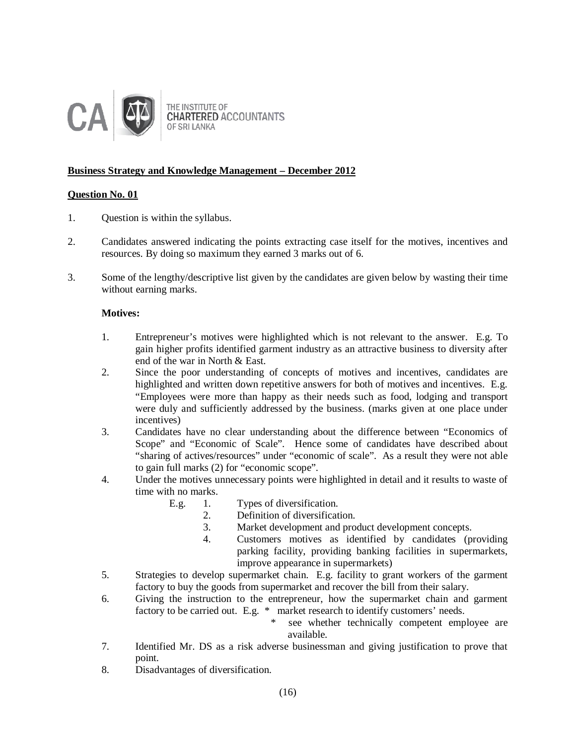THE INSTITUTE OF CHARTERED ACCOUNTANTS OF SRI LANKA

**Business Strategy and Knowledge Management – December 2012**

**Question No. 01**

1. Question is within the syllabus.

2. Candidates answered indicating the points extracting case itself for the motives, incentives and resources. By doing so maximum they earned 3 marks out of 6.

3. Some of the lengthy/descriptive list given by the candidates are given below by wasting their time without earning marks.

   **Motives:**

   1. Entrepreneur's motives were highlighted which is not relevant to the answer. E.g. To gain higher profits identified garment industry as an attractive business to diversity after end of the war in North & East.
   2. Since the poor understanding of concepts of motives and incentives, candidates are highlighted and written down repetitive answers for both of motives and incentives. E.g. "Employees were more than happy as their needs such as food, lodging and transport were duly and sufficiently addressed by the business. (marks given at one place under incentives)
   3. Candidates have no clear understanding about the difference between "Economics of Scope" and "Economic of Scale". Hence some of candidates have described about "sharing of actives/resources" under "economic of scale". As a result they were not able to gain full marks (2) for "economic scope".
   4. Under the motives unnecessary points were highlighted in detail and it results to waste of time with no marks.
      E.g.
      1. Types of diversification.
      2. Definition of diversification.
      3. Market development and product development concepts.
      4. Customers motives as identified by candidates (providing parking facility, providing banking facilities in supermarkets, improve appearance in supermarkets)
   5. Strategies to develop supermarket chain. E.g. facility to grant workers of the garment factory to buy the goods from supermarket and recover the bill from their salary.
   6. Giving the instruction to the entrepreneur, how the supermarket chain and garment factory to be carried out. E.g.
      * market research to identify customers' needs.
      * see whether technically competent employee are available.
   7. Identified Mr. DS as a risk adverse businessman and giving justification to prove that point.
   8. Disadvantages of diversification.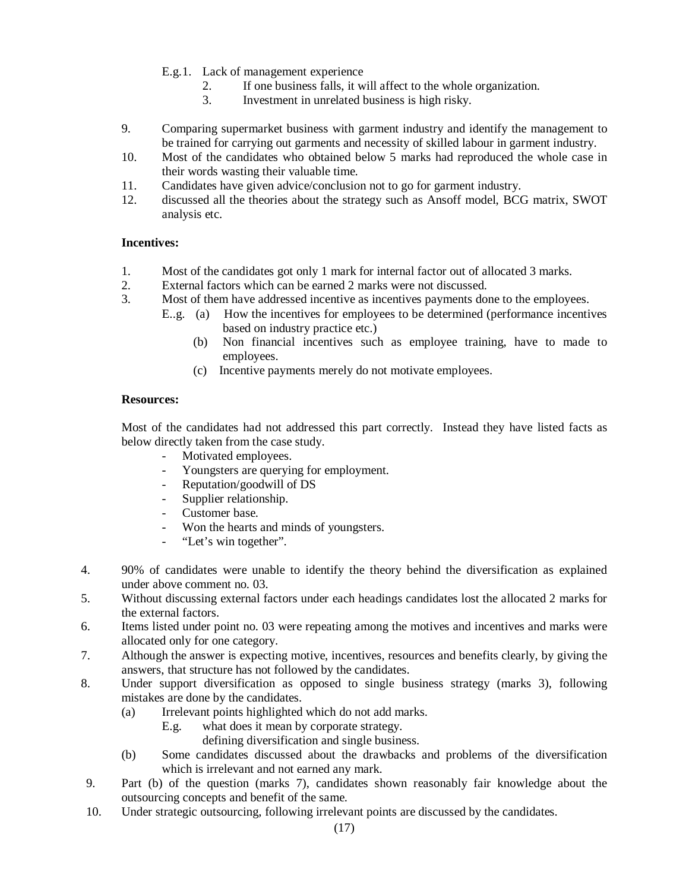E.g.1. Lack of management experience
   2. If one business falls, it will affect to the whole organization.
   3. Investment in unrelated business is high risky.

9. Comparing supermarket business with garment industry and identify the management to be trained for carrying out garments and necessity of skilled labour in garment industry.
10. Most of the candidates who obtained below 5 marks had reproduced the whole case in their words wasting their valuable time.
11. Candidates have given advice/conclusion not to go for garment industry.
12. discussed all the theories about the strategy such as Ansoff model, BCG matrix, SWOT analysis etc.

**Incentives:**

1. Most of the candidates got only 1 mark for internal factor out of allocated 3 marks.
2. External factors which can be earned 2 marks were not discussed.
3. Most of them have addressed incentive as incentives payments done to the employees.
   E..g. (a) How the incentives for employees to be determined (performance incentives based on industry practice etc.)
   (b) Non financial incentives such as employee training, have to made to employees.
   (c) Incentive payments merely do not motivate employees.

**Resources:**

Most of the candidates had not addressed this part correctly. Instead they have listed facts as below directly taken from the case study.

- Motivated employees.
- Youngsters are querying for employment.
- Reputation/goodwill of DS
- Supplier relationship.
- Customer base.
- Won the hearts and minds of youngsters.
- "Let's win together".

4. 90% of candidates were unable to identify the theory behind the diversification as explained under above comment no. 03.
5. Without discussing external factors under each headings candidates lost the allocated 2 marks for the external factors.
6. Items listed under point no. 03 were repeating among the motives and incentives and marks were allocated only for one category.
7. Although the answer is expecting motive, incentives, resources and benefits clearly, by giving the answers, that structure has not followed by the candidates.
8. Under support diversification as opposed to single business strategy (marks 3), following mistakes are done by the candidates.
   (a) Irrelevant points highlighted which do not add marks.
   E.g. what does it mean by corporate strategy.
   defining diversification and single business.
   (b) Some candidates discussed about the drawbacks and problems of the diversification which is irrelevant and not earned any mark.
9. Part (b) of the question (marks 7), candidates shown reasonably fair knowledge about the outsourcing concepts and benefit of the same.
10. Under strategic outsourcing, following irrelevant points are discussed by the candidates.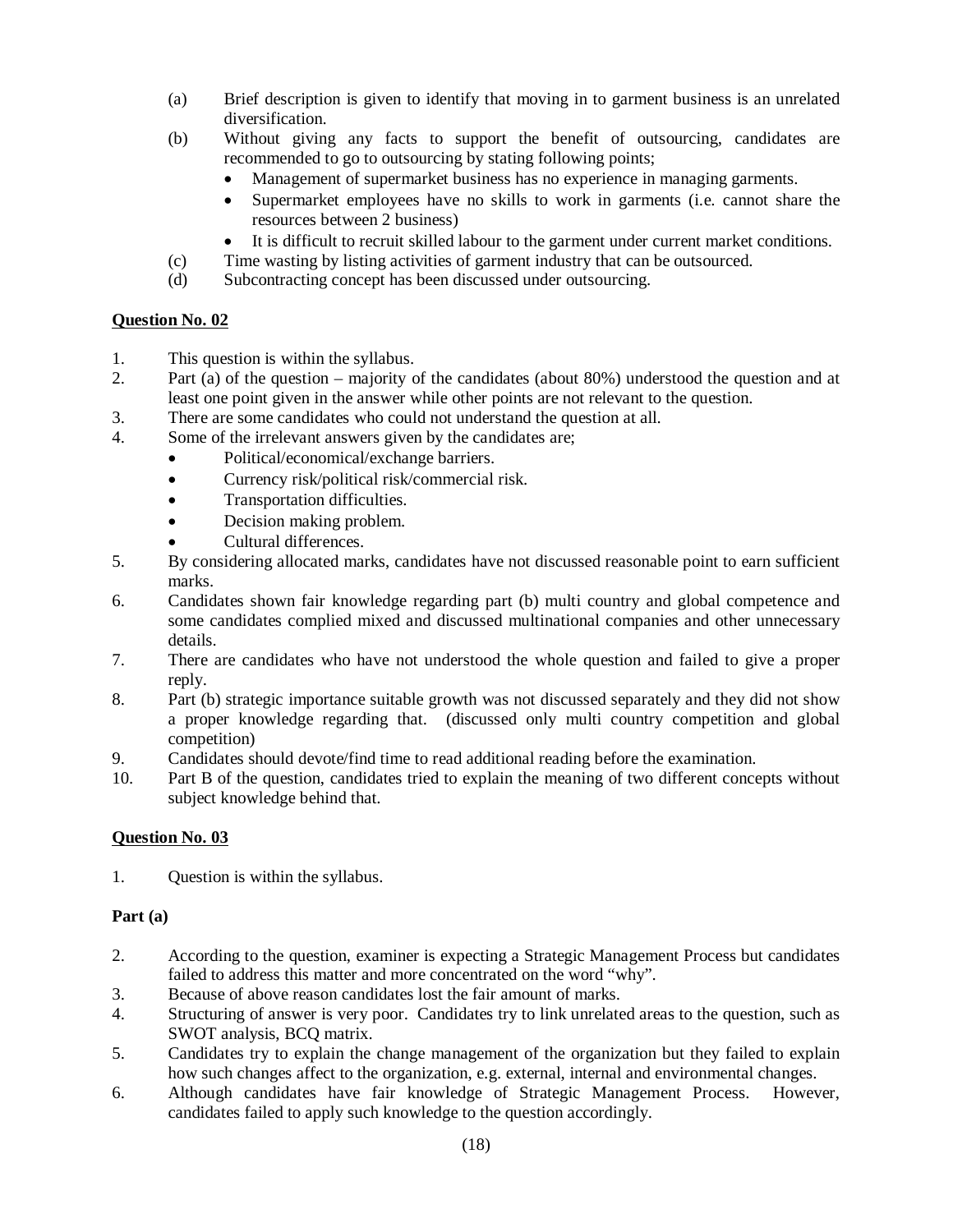(a) Brief description is given to identify that moving in to garment business is an unrelated diversification.

(b) Without giving any facts to support the benefit of outsourcing, candidates are recommended to go to outsourcing by stating following points;
- Management of supermarket business has no experience in managing garments.
- Supermarket employees have no skills to work in garments (i.e. cannot share the resources between 2 business)
- It is difficult to recruit skilled labour to the garment under current market conditions.

(c) Time wasting by listing activities of garment industry that can be outsourced.

(d) Subcontracting concept has been discussed under outsourcing.

**Question No. 02**

1. This question is within the syllabus.
2. Part (a) of the question – majority of the candidates (about 80%) understood the question and at least one point given in the answer while other points are not relevant to the question.
3. There are some candidates who could not understand the question at all.
4. Some of the irrelevant answers given by the candidates are;
   - Political/economical/exchange barriers.
   - Currency risk/political risk/commercial risk.
   - Transportation difficulties.
   - Decision making problem.
   - Cultural differences.
5. By considering allocated marks, candidates have not discussed reasonable point to earn sufficient marks.
6. Candidates shown fair knowledge regarding part (b) multi country and global competence and some candidates complied mixed and discussed multinational companies and other unnecessary details.
7. There are candidates who have not understood the whole question and failed to give a proper reply.
8. Part (b) strategic importance suitable growth was not discussed separately and they did not show a proper knowledge regarding that. (discussed only multi country competition and global competition)
9. Candidates should devote/find time to read additional reading before the examination.
10. Part B of the question, candidates tried to explain the meaning of two different concepts without subject knowledge behind that.

**Question No. 03**

1. Question is within the syllabus.

**Part (a)**

2. According to the question, examiner is expecting a Strategic Management Process but candidates failed to address this matter and more concentrated on the word "why".
3. Because of above reason candidates lost the fair amount of marks.
4. Structuring of answer is very poor. Candidates try to link unrelated areas to the question, such as SWOT analysis, BCQ matrix.
5. Candidates try to explain the change management of the organization but they failed to explain how such changes affect to the organization, e.g. external, internal and environmental changes.
6. Although candidates have fair knowledge of Strategic Management Process. However, candidates failed to apply such knowledge to the question accordingly.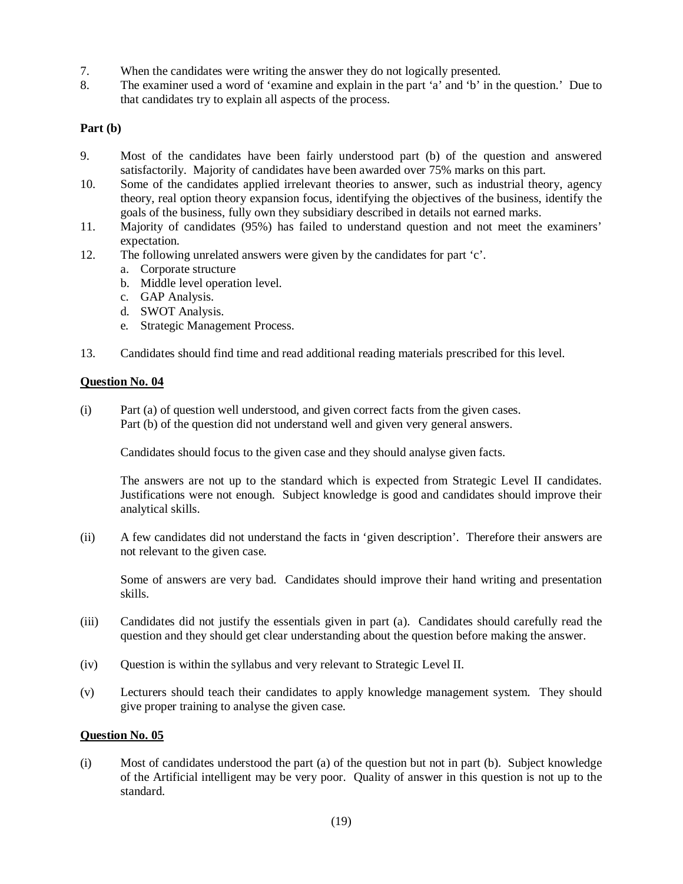7. When the candidates were writing the answer they do not logically presented.
8. The examiner used a word of 'examine and explain in the part 'a' and 'b' in the question.' Due to that candidates try to explain all aspects of the process.

**Part (b)**

9. Most of the candidates have been fairly understood part (b) of the question and answered satisfactorily. Majority of candidates have been awarded over 75% marks on this part.
10. Some of the candidates applied irrelevant theories to answer, such as industrial theory, agency theory, real option theory expansion focus, identifying the objectives of the business, identify the goals of the business, fully own they subsidiary described in details not earned marks.
11. Majority of candidates (95%) has failed to understand question and not meet the examiners' expectation.
12. The following unrelated answers were given by the candidates for part 'c'.
    a. Corporate structure
    b. Middle level operation level.
    c. GAP Analysis.
    d. SWOT Analysis.
    e. Strategic Management Process.

13. Candidates should find time and read additional reading materials prescribed for this level.

**<u>Question No. 04</u>**

(i) Part (a) of question well understood, and given correct facts from the given cases.
Part (b) of the question did not understand well and given very general answers.

Candidates should focus to the given case and they should analyse given facts.

The answers are not up to the standard which is expected from Strategic Level II candidates. Justifications were not enough. Subject knowledge is good and candidates should improve their analytical skills.

(ii) A few candidates did not understand the facts in 'given description'. Therefore their answers are not relevant to the given case.

Some of answers are very bad. Candidates should improve their hand writing and presentation skills.

(iii) Candidates did not justify the essentials given in part (a). Candidates should carefully read the question and they should get clear understanding about the question before making the answer.

(iv) Question is within the syllabus and very relevant to Strategic Level II.

(v) Lecturers should teach their candidates to apply knowledge management system. They should give proper training to analyse the given case.

**<u>Question No. 05</u>**

(i) Most of candidates understood the part (a) of the question but not in part (b). Subject knowledge of the Artificial intelligent may be very poor. Quality of answer in this question is not up to the standard.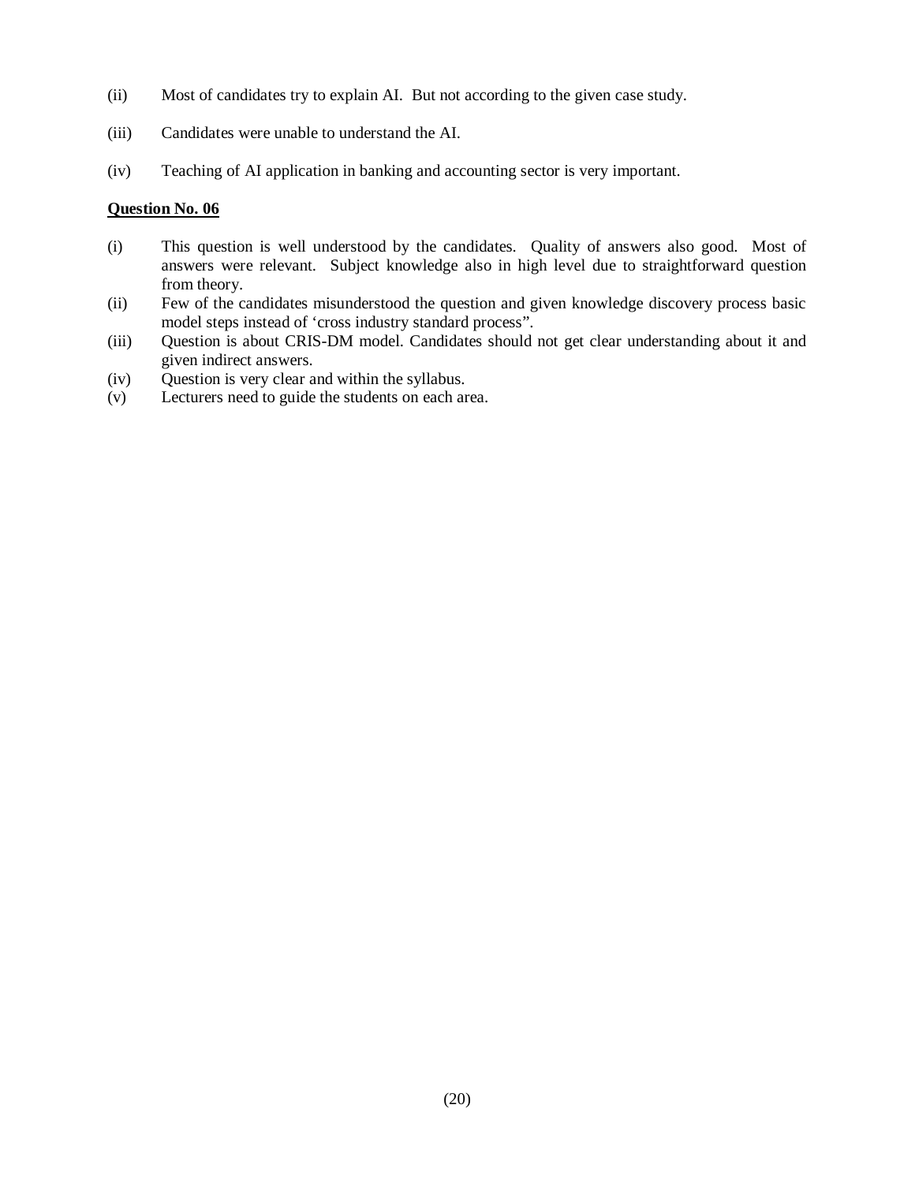(ii) Most of candidates try to explain AI. But not according to the given case study.

(iii) Candidates were unable to understand the AI.

(iv) Teaching of AI application in banking and accounting sector is very important.

**Question No. 06**

(i) This question is well understood by the candidates. Quality of answers also good. Most of answers were relevant. Subject knowledge also in high level due to straightforward question from theory.

(ii) Few of the candidates misunderstood the question and given knowledge discovery process basic model steps instead of 'cross industry standard process".

(iii) Question is about CRIS-DM model. Candidates should not get clear understanding about it and given indirect answers.

(iv) Question is very clear and within the syllabus.

(v) Lecturers need to guide the students on each area.